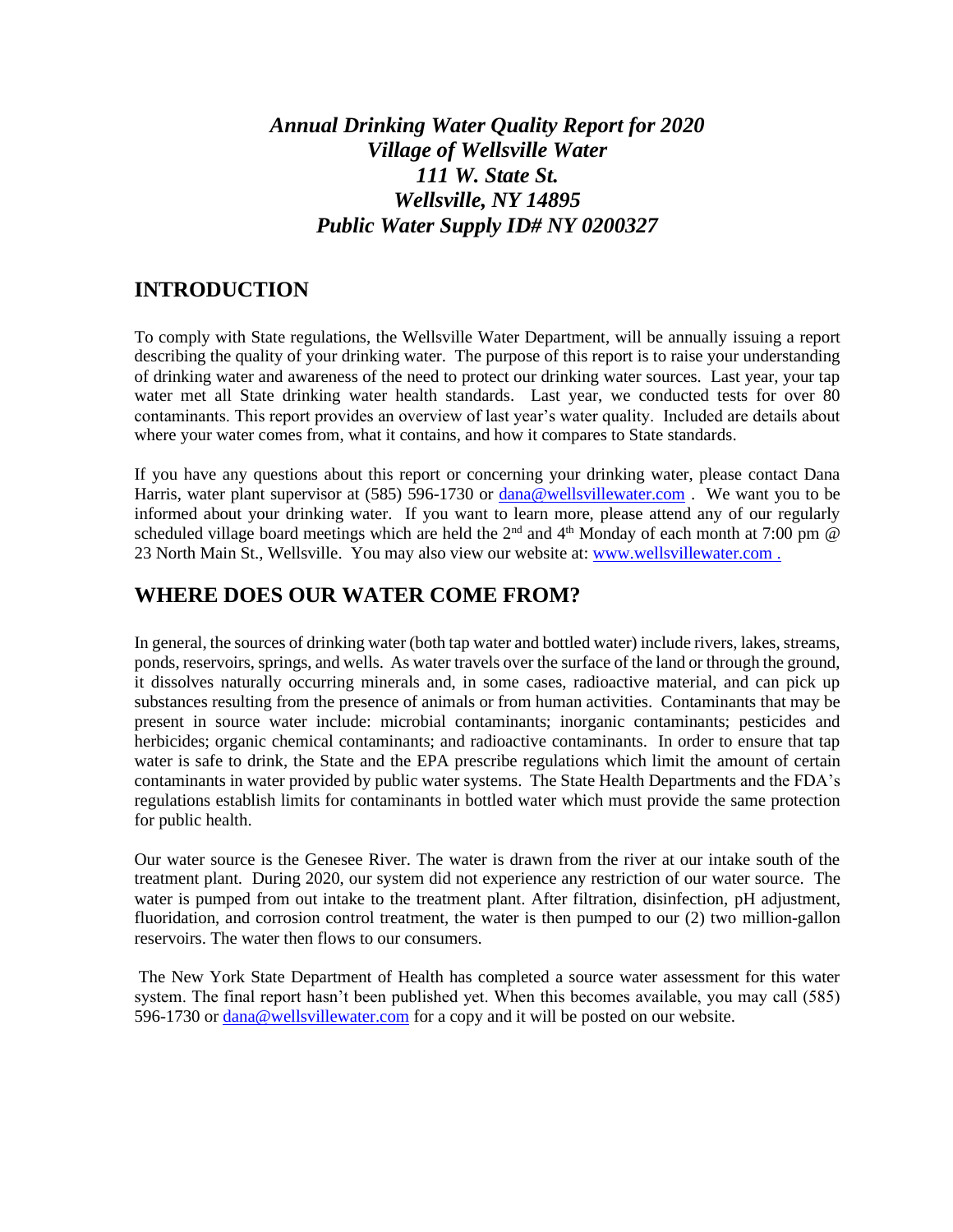# *Annual Drinking Water Quality Report for 2020*
# *Village of Wellsville Water*
# *111 W. State St.*
# *Wellsville, NY 14895*
# *Public Water Supply ID# NY 0200327*

## INTRODUCTION

To comply with State regulations, the Wellsville Water Department, will be annually issuing a report describing the quality of your drinking water. The purpose of this report is to raise your understanding of drinking water and awareness of the need to protect our drinking water sources. Last year, your tap water met all State drinking water health standards. Last year, we conducted tests for over 80 contaminants. This report provides an overview of last year's water quality. Included are details about where your water comes from, what it contains, and how it compares to State standards.

If you have any questions about this report or concerning your drinking water, please contact Dana Harris, water plant supervisor at (585) 596-1730 or dana@wellsvillewater.com . We want you to be informed about your drinking water. If you want to learn more, please attend any of our regularly scheduled village board meetings which are held the 2nd and 4th Monday of each month at 7:00 pm @ 23 North Main St., Wellsville. You may also view our website at: www.wellsvillewater.com .

## WHERE DOES OUR WATER COME FROM?

In general, the sources of drinking water (both tap water and bottled water) include rivers, lakes, streams, ponds, reservoirs, springs, and wells. As water travels over the surface of the land or through the ground, it dissolves naturally occurring minerals and, in some cases, radioactive material, and can pick up substances resulting from the presence of animals or from human activities. Contaminants that may be present in source water include: microbial contaminants; inorganic contaminants; pesticides and herbicides; organic chemical contaminants; and radioactive contaminants. In order to ensure that tap water is safe to drink, the State and the EPA prescribe regulations which limit the amount of certain contaminants in water provided by public water systems. The State Health Departments and the FDA's regulations establish limits for contaminants in bottled water which must provide the same protection for public health.

Our water source is the Genesee River. The water is drawn from the river at our intake south of the treatment plant. During 2020, our system did not experience any restriction of our water source. The water is pumped from out intake to the treatment plant. After filtration, disinfection, pH adjustment, fluoridation, and corrosion control treatment, the water is then pumped to our (2) two million-gallon reservoirs. The water then flows to our consumers.

The New York State Department of Health has completed a source water assessment for this water system. The final report hasn't been published yet. When this becomes available, you may call (585) 596-1730 or dana@wellsvillewater.com for a copy and it will be posted on our website.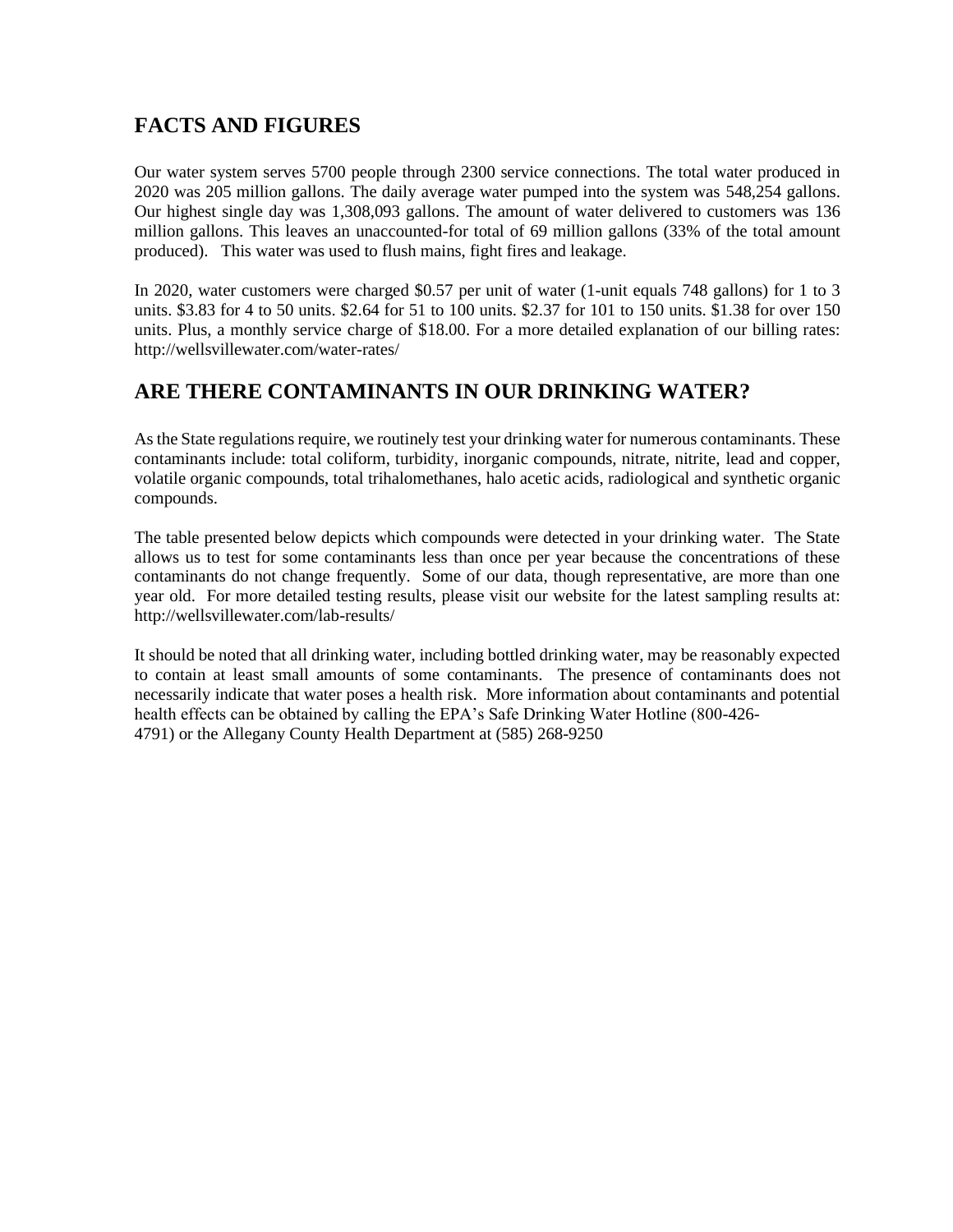## FACTS AND FIGURES

Our water system serves 5700 people through 2300 service connections. The total water produced in 2020 was 205 million gallons. The daily average water pumped into the system was 548,254 gallons. Our highest single day was 1,308,093 gallons. The amount of water delivered to customers was 136 million gallons. This leaves an unaccounted-for total of 69 million gallons (33% of the total amount produced). This water was used to flush mains, fight fires and leakage.

In 2020, water customers were charged $0.57 per unit of water (1-unit equals 748 gallons) for 1 to 3 units. $3.83 for 4 to 50 units. $2.64 for 51 to 100 units. $2.37 for 101 to 150 units. $1.38 for over 150 units. Plus, a monthly service charge of $18.00. For a more detailed explanation of our billing rates: http://wellsvillewater.com/water-rates/

## ARE THERE CONTAMINANTS IN OUR DRINKING WATER?

As the State regulations require, we routinely test your drinking water for numerous contaminants. These contaminants include: total coliform, turbidity, inorganic compounds, nitrate, nitrite, lead and copper, volatile organic compounds, total trihalomethanes, halo acetic acids, radiological and synthetic organic compounds.

The table presented below depicts which compounds were detected in your drinking water. The State allows us to test for some contaminants less than once per year because the concentrations of these contaminants do not change frequently. Some of our data, though representative, are more than one year old. For more detailed testing results, please visit our website for the latest sampling results at: http://wellsvillewater.com/lab-results/

It should be noted that all drinking water, including bottled drinking water, may be reasonably expected to contain at least small amounts of some contaminants. The presence of contaminants does not necessarily indicate that water poses a health risk. More information about contaminants and potential health effects can be obtained by calling the EPA's Safe Drinking Water Hotline (800-426-4791) or the Allegany County Health Department at (585) 268-9250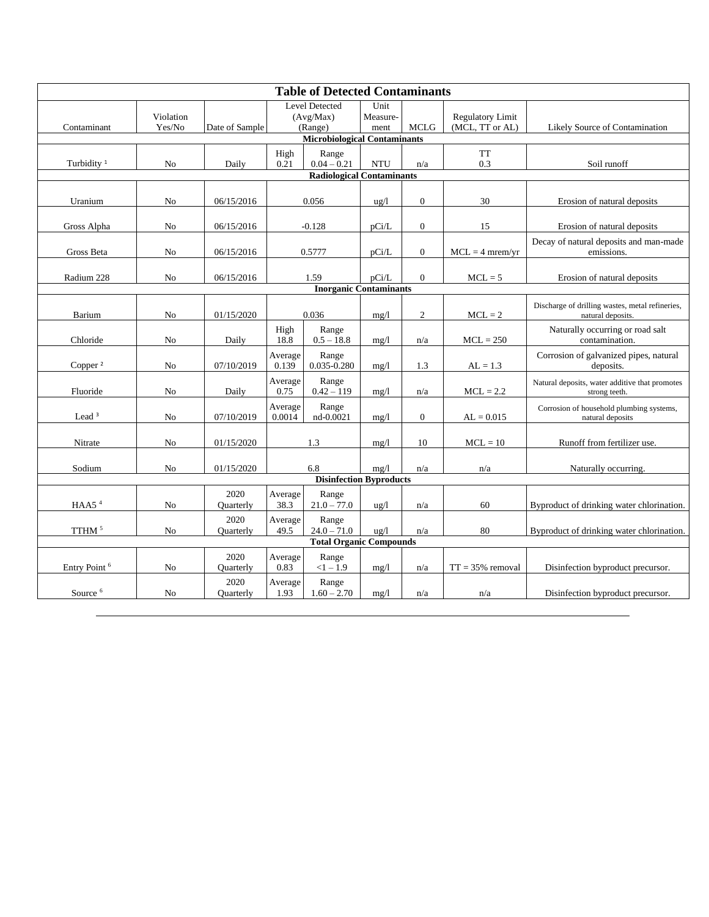| Table of Detected Contaminants | | | | | | | | | |
|---|---|---|---|---|---|---|---|---|---|
| Contaminant | Violation Yes/No | Date of Sample | Level Detected (Avg/Max) | (Range) | Unit Measure-ment | MCLG | Regulatory Limit (MCL, TT or AL) | Likely Source of Contamination |
| **Microbiological Contaminants** | | | | | | | | |
| Turbidity [1] | No | Daily | High 0.21 | Range 0.04 – 0.21 | NTU | n/a | TT 0.3 | Soil runoff |
| **Radiological Contaminants** | | | | | | | | |
| Uranium | No | 06/15/2016 | 0.056 | | ug/l | 0 | 30 | Erosion of natural deposits |
| Gross Alpha | No | 06/15/2016 | -0.128 | | pCi/L | 0 | 15 | Erosion of natural deposits |
| Gross Beta | No | 06/15/2016 | 0.5777 | | pCi/L | 0 | MCL = 4 mrem/yr | Decay of natural deposits and man-made emissions. |
| Radium 228 | No | 06/15/2016 | 1.59 | | pCi/L | 0 | MCL = 5 | Erosion of natural deposits |
| **Inorganic Contaminants** | | | | | | | | |
| Barium | No | 01/15/2020 | 0.036 | | mg/l | 2 | MCL = 2 | Discharge of drilling wastes, metal refineries, natural deposits. |
| Chloride | No | Daily | High 18.8 | Range 0.5 – 18.8 | mg/l | n/a | MCL = 250 | Naturally occurring or road salt contamination. |
| Copper [2] | No | 07/10/2019 | Average 0.139 | Range 0.035-0.280 | mg/l | 1.3 | AL = 1.3 | Corrosion of galvanized pipes, natural deposits. |
| Fluoride | No | Daily | Average 0.75 | Range 0.42 – 119 | mg/l | n/a | MCL = 2.2 | Natural deposits, water additive that promotes strong teeth. |
| Lead [3] | No | 07/10/2019 | Average 0.0014 | Range nd-0.0021 | mg/l | 0 | AL = 0.015 | Corrosion of household plumbing systems, natural deposits |
| Nitrate | No | 01/15/2020 | 1.3 | | mg/l | 10 | MCL = 10 | Runoff from fertilizer use. |
| Sodium | No | 01/15/2020 | 6.8 | | mg/l | n/a | n/a | Naturally occurring. |
| **Disinfection Byproducts** | | | | | | | | |
| HAA5 [4] | No | 2020 Quarterly | Average 38.3 | Range 21.0 – 77.0 | ug/l | n/a | 60 | Byproduct of drinking water chlorination. |
| TTHM [5] | No | 2020 Quarterly | Average 49.5 | Range 24.0 – 71.0 | ug/l | n/a | 80 | Byproduct of drinking water chlorination. |
| **Total Organic Compounds** | | | | | | | | |
| Entry Point [6] | No | 2020 Quarterly | Average 0.83 | Range <1 – 1.9 | mg/l | n/a | TT = 35% removal | Disinfection byproduct precursor. |
| Source [6] | No | 2020 Quarterly | Average 1.93 | Range 1.60 – 2.70 | mg/l | n/a | n/a | Disinfection byproduct precursor. |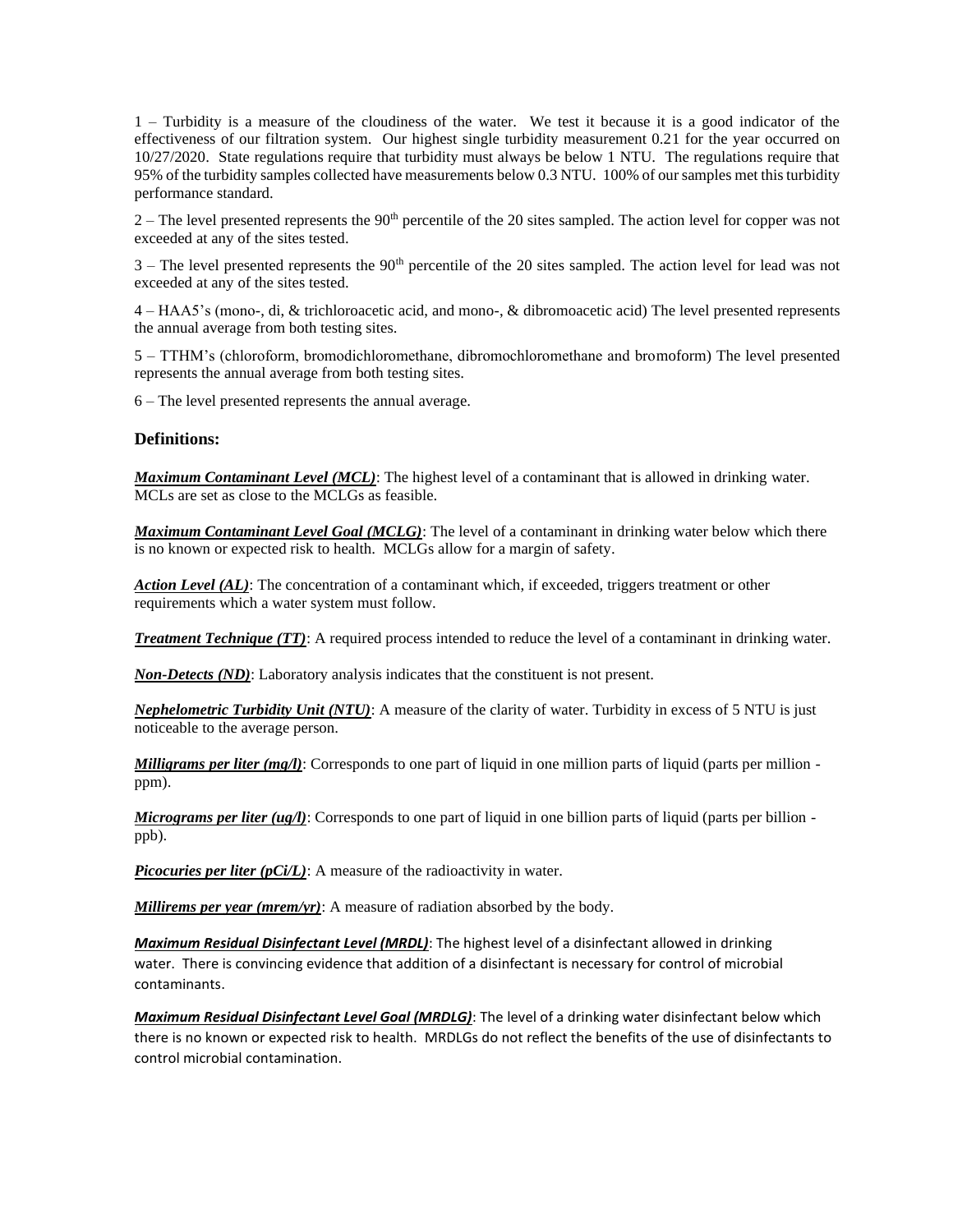1 – Turbidity is a measure of the cloudiness of the water. We test it because it is a good indicator of the effectiveness of our filtration system. Our highest single turbidity measurement 0.21 for the year occurred on 10/27/2020. State regulations require that turbidity must always be below 1 NTU. The regulations require that 95% of the turbidity samples collected have measurements below 0.3 NTU. 100% of our samples met this turbidity performance standard.

2 – The level presented represents the 90th percentile of the 20 sites sampled. The action level for copper was not exceeded at any of the sites tested.

3 – The level presented represents the 90th percentile of the 20 sites sampled. The action level for lead was not exceeded at any of the sites tested.

4 – HAA5's (mono-, di, & trichloroacetic acid, and mono-, & dibromoacetic acid) The level presented represents the annual average from both testing sites.

5 – TTHM's (chloroform, bromodichloromethane, dibromochloromethane and bromoform) The level presented represents the annual average from both testing sites.

6 – The level presented represents the annual average.

### Definitions:

***Maximum Contaminant Level (MCL)***: The highest level of a contaminant that is allowed in drinking water. MCLs are set as close to the MCLGs as feasible.

***Maximum Contaminant Level Goal (MCLG)***: The level of a contaminant in drinking water below which there is no known or expected risk to health. MCLGs allow for a margin of safety.

***Action Level (AL)***: The concentration of a contaminant which, if exceeded, triggers treatment or other requirements which a water system must follow.

***Treatment Technique (TT)***: A required process intended to reduce the level of a contaminant in drinking water.

***Non-Detects (ND)***: Laboratory analysis indicates that the constituent is not present.

***Nephelometric Turbidity Unit (NTU)***: A measure of the clarity of water. Turbidity in excess of 5 NTU is just noticeable to the average person.

***Milligrams per liter (mg/l)***: Corresponds to one part of liquid in one million parts of liquid (parts per million - ppm).

***Micrograms per liter (ug/l)***: Corresponds to one part of liquid in one billion parts of liquid (parts per billion - ppb).

***Picocuries per liter (pCi/L)***: A measure of the radioactivity in water.

***Millirems per year (mrem/yr)***: A measure of radiation absorbed by the body.

***Maximum Residual Disinfectant Level (MRDL)***: The highest level of a disinfectant allowed in drinking water. There is convincing evidence that addition of a disinfectant is necessary for control of microbial contaminants.

***Maximum Residual Disinfectant Level Goal (MRDLG)***: The level of a drinking water disinfectant below which there is no known or expected risk to health. MRDLGs do not reflect the benefits of the use of disinfectants to control microbial contamination.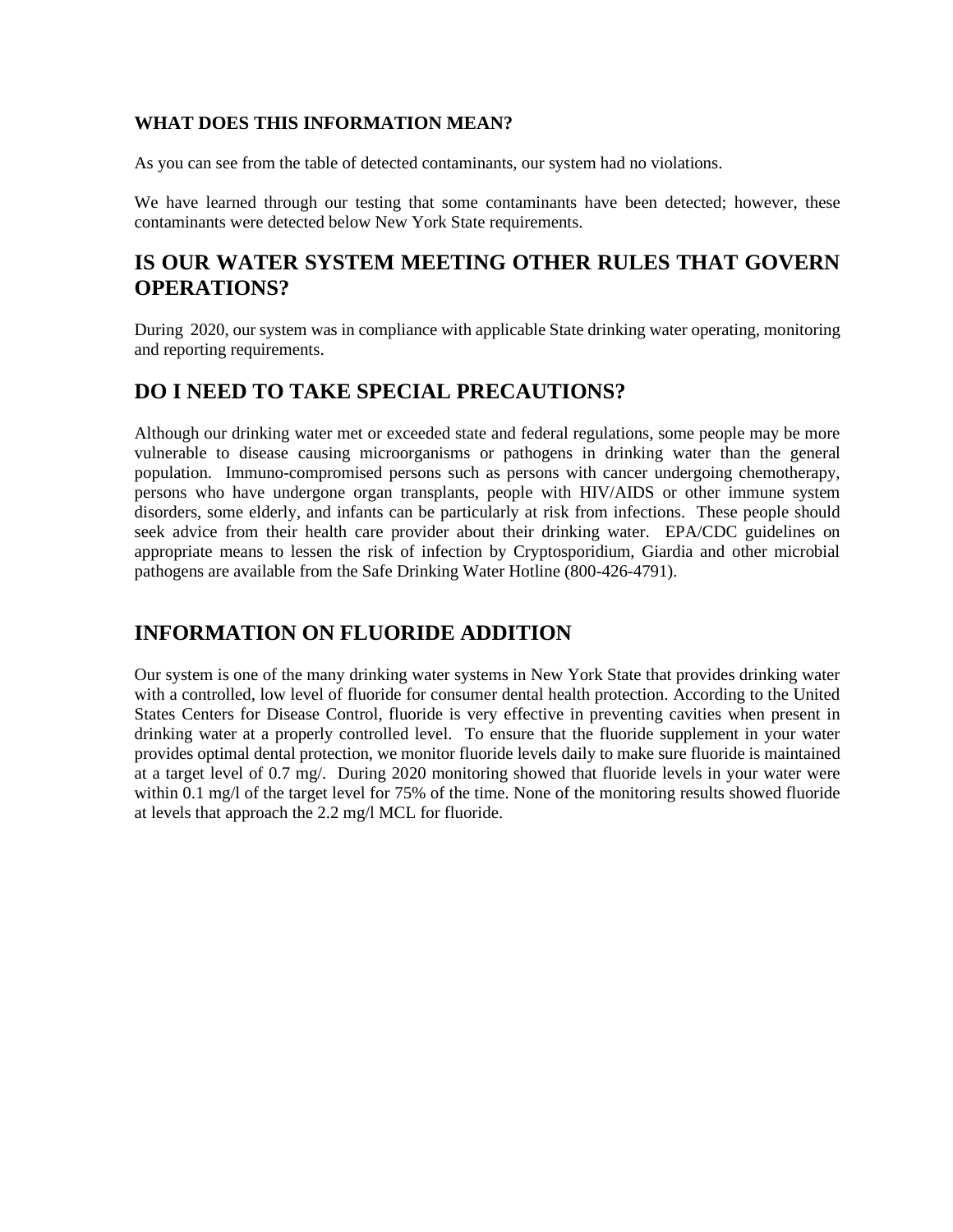### WHAT DOES THIS INFORMATION MEAN?

As you can see from the table of detected contaminants, our system had no violations.

We have learned through our testing that some contaminants have been detected; however, these contaminants were detected below New York State requirements.

## IS OUR WATER SYSTEM MEETING OTHER RULES THAT GOVERN OPERATIONS?

During 2020, our system was in compliance with applicable State drinking water operating, monitoring and reporting requirements.

## DO I NEED TO TAKE SPECIAL PRECAUTIONS?

Although our drinking water met or exceeded state and federal regulations, some people may be more vulnerable to disease causing microorganisms or pathogens in drinking water than the general population. Immuno-compromised persons such as persons with cancer undergoing chemotherapy, persons who have undergone organ transplants, people with HIV/AIDS or other immune system disorders, some elderly, and infants can be particularly at risk from infections. These people should seek advice from their health care provider about their drinking water. EPA/CDC guidelines on appropriate means to lessen the risk of infection by Cryptosporidium, Giardia and other microbial pathogens are available from the Safe Drinking Water Hotline (800-426-4791).

## INFORMATION ON FLUORIDE ADDITION

Our system is one of the many drinking water systems in New York State that provides drinking water with a controlled, low level of fluoride for consumer dental health protection. According to the United States Centers for Disease Control, fluoride is very effective in preventing cavities when present in drinking water at a properly controlled level. To ensure that the fluoride supplement in your water provides optimal dental protection, we monitor fluoride levels daily to make sure fluoride is maintained at a target level of 0.7 mg/. During 2020 monitoring showed that fluoride levels in your water were within 0.1 mg/l of the target level for 75% of the time. None of the monitoring results showed fluoride at levels that approach the 2.2 mg/l MCL for fluoride.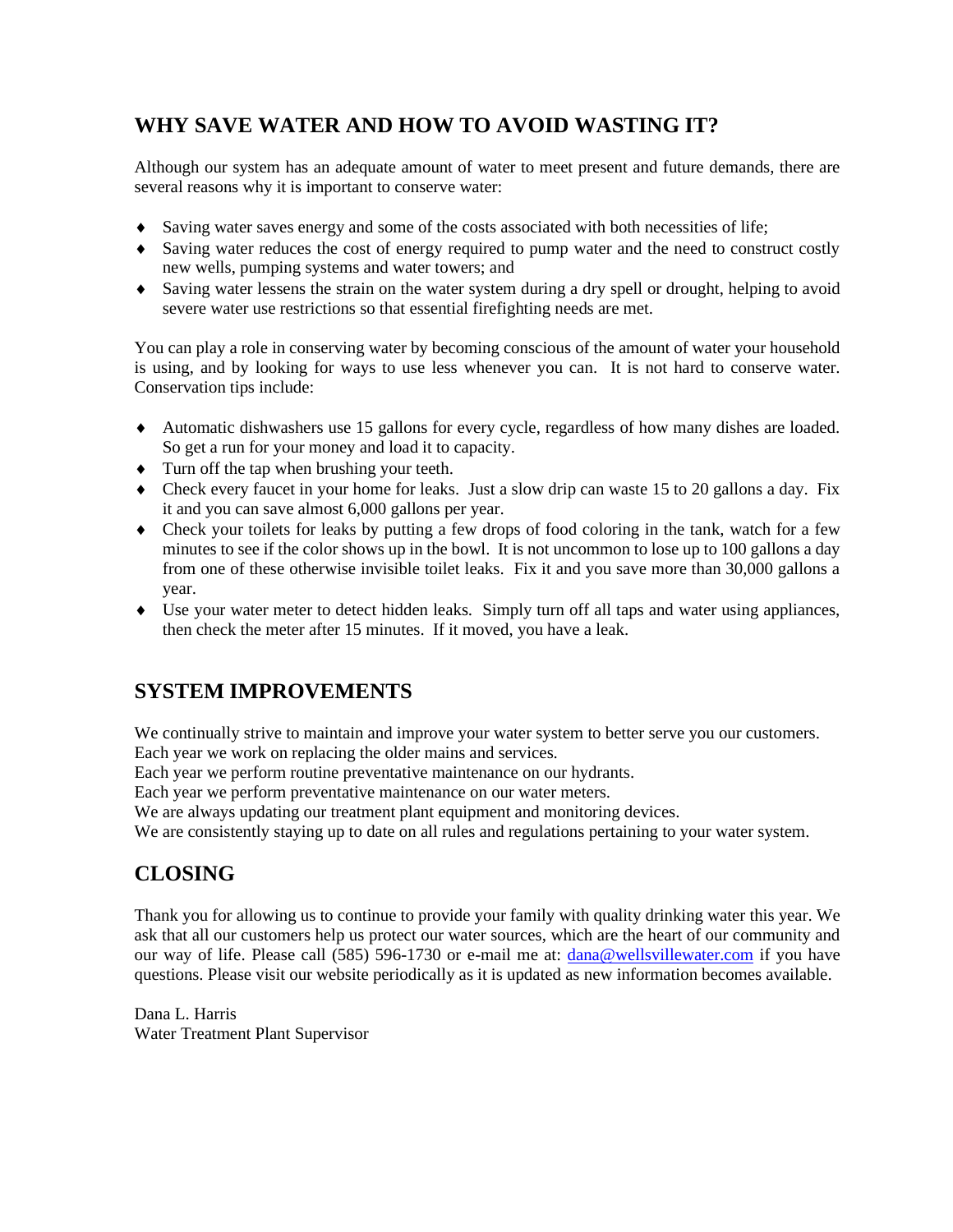## WHY SAVE WATER AND HOW TO AVOID WASTING IT?

Although our system has an adequate amount of water to meet present and future demands, there are several reasons why it is important to conserve water:

- Saving water saves energy and some of the costs associated with both necessities of life;
- Saving water reduces the cost of energy required to pump water and the need to construct costly new wells, pumping systems and water towers; and
- Saving water lessens the strain on the water system during a dry spell or drought, helping to avoid severe water use restrictions so that essential firefighting needs are met.

You can play a role in conserving water by becoming conscious of the amount of water your household is using, and by looking for ways to use less whenever you can. It is not hard to conserve water. Conservation tips include:

- Automatic dishwashers use 15 gallons for every cycle, regardless of how many dishes are loaded. So get a run for your money and load it to capacity.
- Turn off the tap when brushing your teeth.
- Check every faucet in your home for leaks. Just a slow drip can waste 15 to 20 gallons a day. Fix it and you can save almost 6,000 gallons per year.
- Check your toilets for leaks by putting a few drops of food coloring in the tank, watch for a few minutes to see if the color shows up in the bowl. It is not uncommon to lose up to 100 gallons a day from one of these otherwise invisible toilet leaks. Fix it and you save more than 30,000 gallons a year.
- Use your water meter to detect hidden leaks. Simply turn off all taps and water using appliances, then check the meter after 15 minutes. If it moved, you have a leak.

## SYSTEM IMPROVEMENTS

We continually strive to maintain and improve your water system to better serve you our customers.
Each year we work on replacing the older mains and services.
Each year we perform routine preventative maintenance on our hydrants.
Each year we perform preventative maintenance on our water meters.
We are always updating our treatment plant equipment and monitoring devices.
We are consistently staying up to date on all rules and regulations pertaining to your water system.

## CLOSING

Thank you for allowing us to continue to provide your family with quality drinking water this year. We ask that all our customers help us protect our water sources, which are the heart of our community and our way of life. Please call (585) 596-1730 or e-mail me at: dana@wellsvillewater.com if you have questions. Please visit our website periodically as it is updated as new information becomes available.

Dana L. Harris
Water Treatment Plant Supervisor